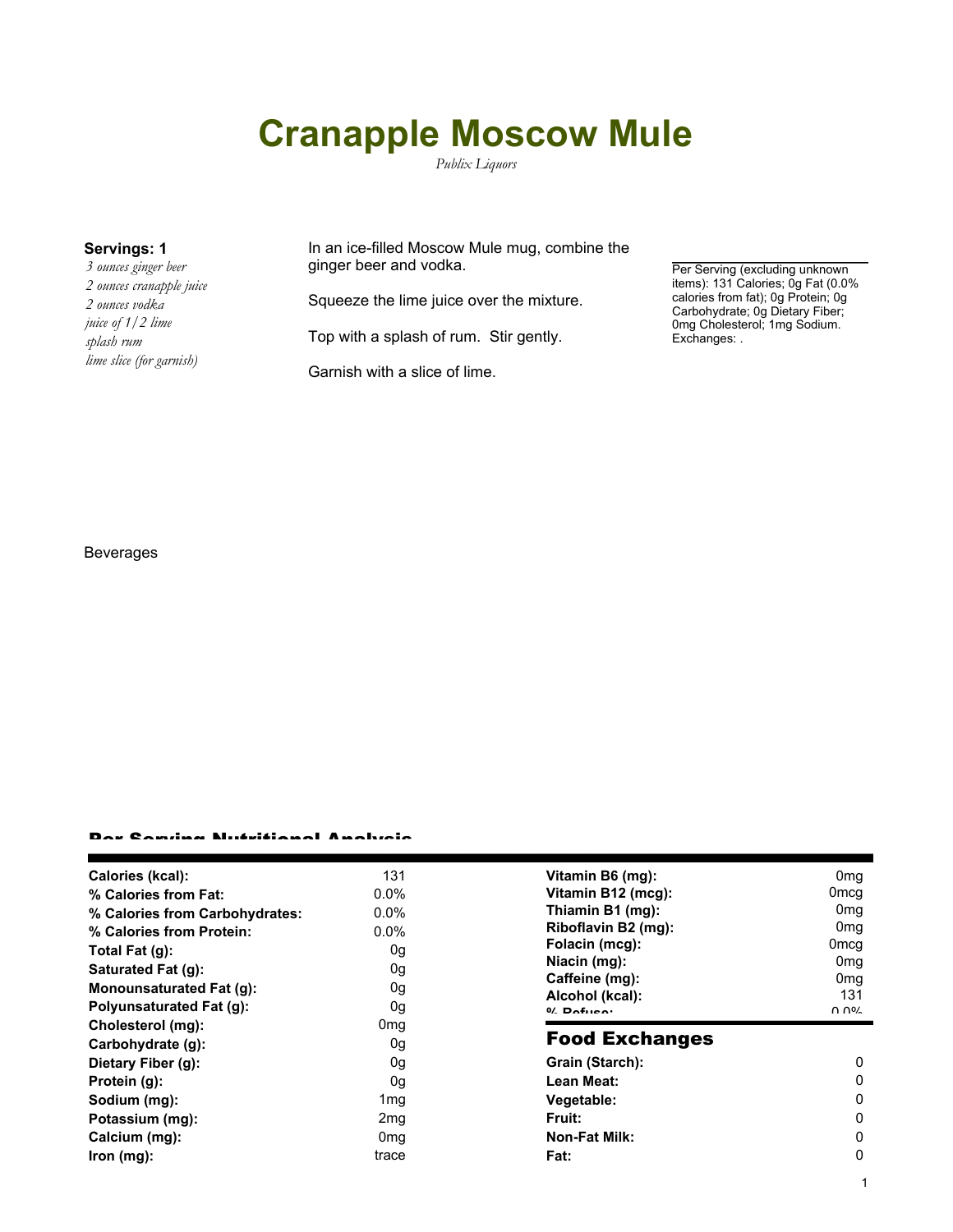# Cranapple Moscow Mule

*Publix Liquors*

**Servings: 1**

*3 ounces ginger beer*
*2 ounces cranapple juice*
*2 ounces vodka*
*juice of 1/2 lime*
*splash rum*
*lime slice (for garnish)*

In an ice-filled Moscow Mule mug, combine the ginger beer and vodka.

Squeeze the lime juice over the mixture.

Top with a splash of rum. Stir gently.

Garnish with a slice of lime.

Per Serving (excluding unknown items): 131 Calories; 0g Fat (0.0% calories from fat); 0g Protein; 0g Carbohydrate; 0g Dietary Fiber; 0mg Cholesterol; 1mg Sodium. Exchanges: .

Beverages

## Per Serving Nutritional Analysis

| | |
|---|---|
| **Calories (kcal):** | 131 |
| **% Calories from Fat:** | 0.0% |
| **% Calories from Carbohydrates:** | 0.0% |
| **% Calories from Protein:** | 0.0% |
| **Total Fat (g):** | 0g |
| **Saturated Fat (g):** | 0g |
| **Monounsaturated Fat (g):** | 0g |
| **Polyunsaturated Fat (g):** | 0g |
| **Cholesterol (mg):** | 0mg |
| **Carbohydrate (g):** | 0g |
| **Dietary Fiber (g):** | 0g |
| **Protein (g):** | 0g |
| **Sodium (mg):** | 1mg |
| **Potassium (mg):** | 2mg |
| **Calcium (mg):** | 0mg |
| **Iron (mg):** | trace |
| **Vitamin B6 (mg):** | 0mg |
| **Vitamin B12 (mcg):** | 0mcg |
| **Thiamin B1 (mg):** | 0mg |
| **Riboflavin B2 (mg):** | 0mg |
| **Folacin (mcg):** | 0mcg |
| **Niacin (mg):** | 0mg |
| **Caffeine (mg):** | 0mg |
| **Alcohol (kcal):** | 131 |
| **% Refuse:** | 0.0% |

## Food Exchanges

| | |
|---|---|
| **Grain (Starch):** | 0 |
| **Lean Meat:** | 0 |
| **Vegetable:** | 0 |
| **Fruit:** | 0 |
| **Non-Fat Milk:** | 0 |
| **Fat:** | 0 |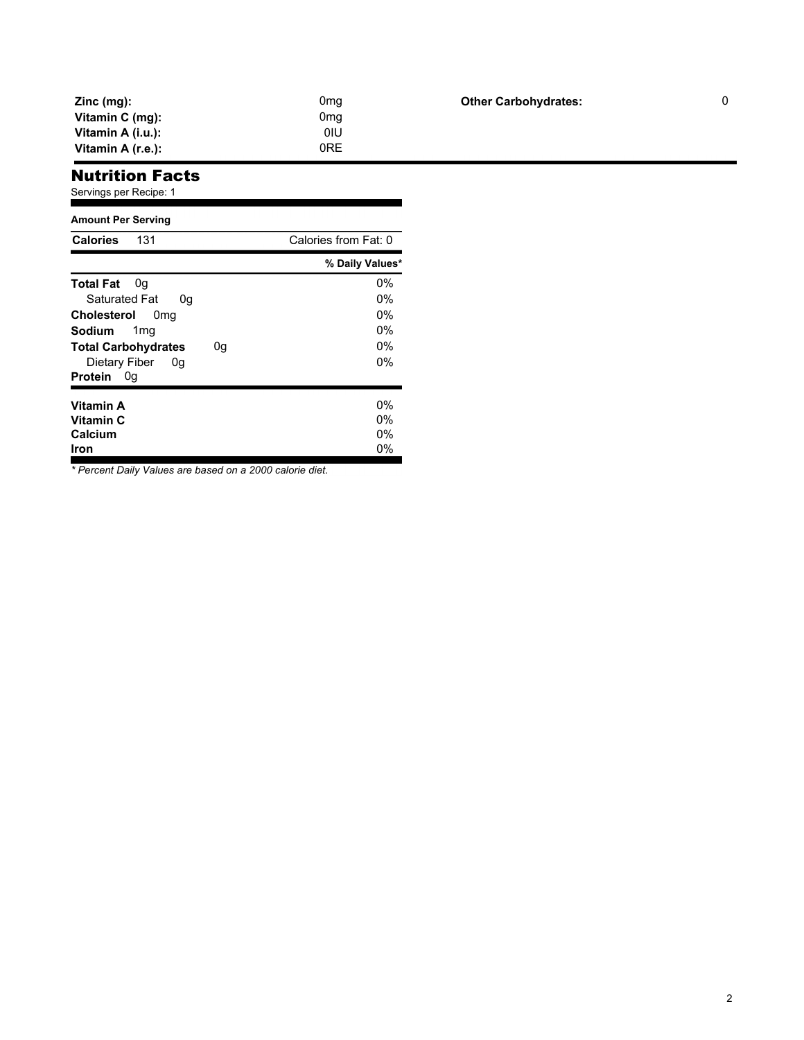| | | | |
|---|---|---|---|
| **Zinc (mg):** | 0mg | **Other Carbohydrates:** | 0 |
| **Vitamin C (mg):** | 0mg | | |
| **Vitamin A (i.u.):** | 0IU | | |
| **Vitamin A (r.e.):** | 0RE | | |

## Nutrition Facts

Servings per Recipe: 1

**Amount Per Serving**

| | |
|---|---|
| **Calories** 131 | Calories from Fat: 0 |
| | **% Daily Values*** |
| **Total Fat** 0g | 0% |
| Saturated Fat 0g | 0% |
| **Cholesterol** 0mg | 0% |
| **Sodium** 1mg | 0% |
| **Total Carbohydrates** 0g | 0% |
| Dietary Fiber 0g | 0% |
| **Protein** 0g | |
| **Vitamin A** | 0% |
| **Vitamin C** | 0% |
| **Calcium** | 0% |
| **Iron** | 0% |

*\* Percent Daily Values are based on a 2000 calorie diet.*